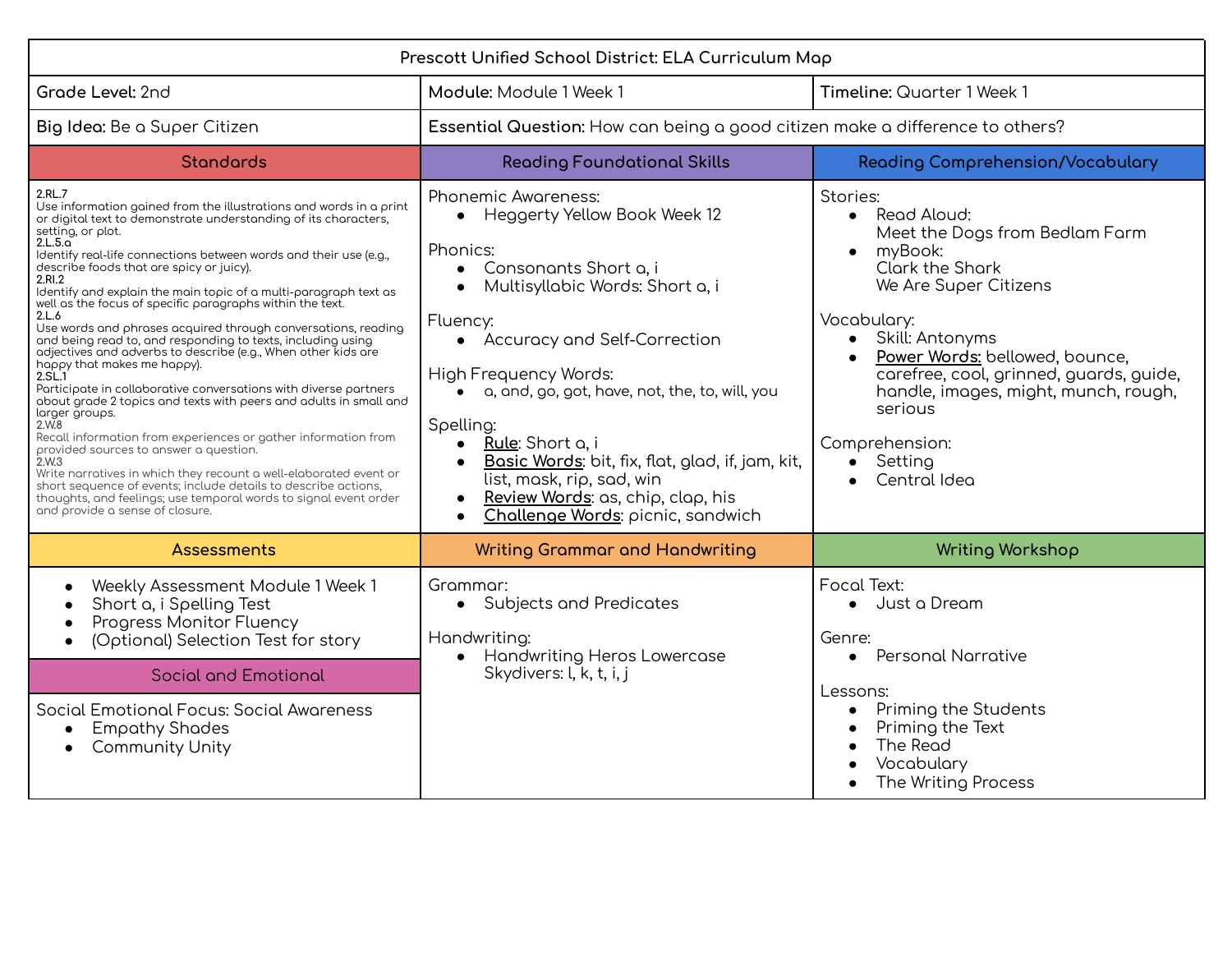# Prescott Unified School District: ELA Curriculum Map

**Grade Level:** 2nd

**Module:** Module 1 Week 1

**Timeline:** Quarter 1 Week 1

**Big Idea:** Be a Super Citizen

**Essential Question:** How can being a good citizen make a difference to others?

## Standards

**2.RL.7**
Use information gained from the illustrations and words in a print or digital text to demonstrate understanding of its characters, setting, or plot.

**2.L.5.a**
Identify real-life connections between words and their use (e.g., describe foods that are spicy or juicy).

**2.RI.2**
Identify and explain the main topic of a multi-paragraph text as well as the focus of specific paragraphs within the text.

**2.L.6**
Use words and phrases acquired through conversations, reading and being read to, and responding to texts, including using adjectives and adverbs to describe (e.g., When other kids are happy that makes me happy).

**2.SL.1**
Participate in collaborative conversations with diverse partners about grade 2 topics and texts with peers and adults in small and larger groups.

2.W.8
Recall information from experiences or gather information from provided sources to answer a question.

2.W.3
Write narratives in which they recount a well-elaborated event or short sequence of events; include details to describe actions, thoughts, and feelings; use temporal words to signal event order and provide a sense of closure.

## Reading Foundational Skills

Phonemic Awareness:
- Heggerty Yellow Book Week 12

Phonics:
- Consonants Short a, i
- Multisyllabic Words: Short a, i

Fluency:
- Accuracy and Self-Correction

High Frequency Words:
- a, and, go, got, have, not, the, to, will, you

Spelling:
- **Rule**: Short a, i
- **Basic Words**: bit, fix, flat, glad, if, jam, kit, list, mask, rip, sad, win
- **Review Words**: as, chip, clap, his
- **Challenge Words**: picnic, sandwich

## Reading Comprehension/Vocabulary

Stories:
- Read Aloud:
  Meet the Dogs from Bedlam Farm
- myBook:
  Clark the Shark
  We Are Super Citizens

Vocabulary:
- Skill: Antonyms
- **Power Words:** bellowed, bounce, carefree, cool, grinned, guards, guide, handle, images, might, munch, rough, serious

Comprehension:
- Setting
- Central Idea

## Assessments

- Weekly Assessment Module 1 Week 1
- Short a, i Spelling Test
- Progress Monitor Fluency
- (Optional) Selection Test for story

## Social and Emotional

Social Emotional Focus: Social Awareness
- Empathy Shades
- Community Unity

## Writing Grammar and Handwriting

Grammar:
- Subjects and Predicates

Handwriting:
- Handwriting Heros Lowercase Skydivers: l, k, t, i, j

## Writing Workshop

Focal Text:
- Just a Dream

Genre:
- Personal Narrative

Lessons:
- Priming the Students
- Priming the Text
- The Read
- Vocabulary
- The Writing Process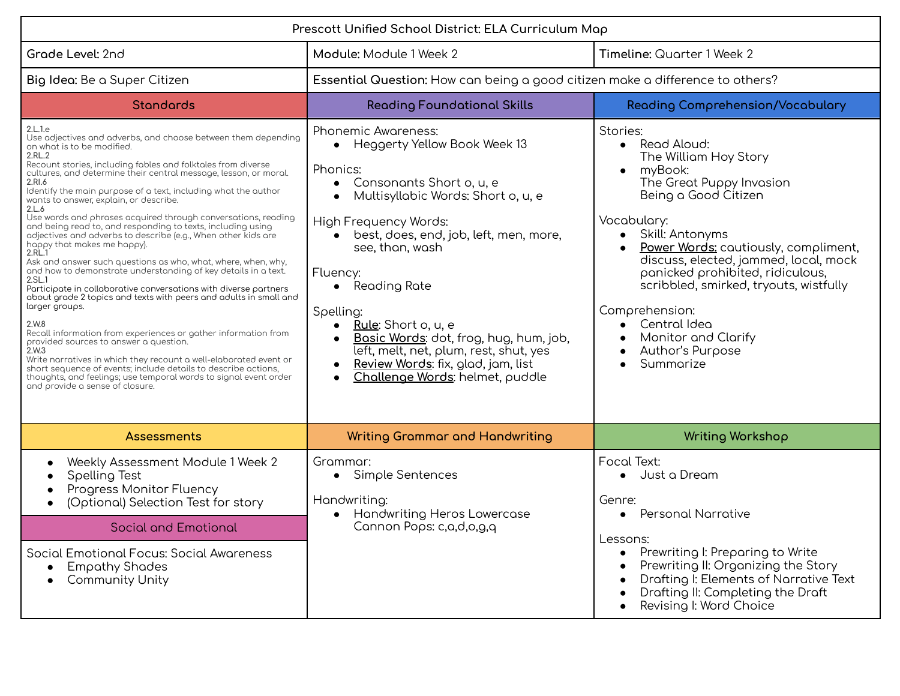# Prescott Unified School District: ELA Curriculum Map

**Grade Level:** 2nd

**Module:** Module 1 Week 2

**Timeline:** Quarter 1 Week 2

**Big Idea:** Be a Super Citizen

**Essential Question:** How can being a good citizen make a difference to others?

## Standards

2.L.1.e
Use adjectives and adverbs, and choose between them depending on what is to be modified.

2.RL.2
Recount stories, including fables and folktales from diverse cultures, and determine their central message, lesson, or moral.

2.RI.6
Identify the main purpose of a text, including what the author wants to answer, explain, or describe.

2.L.6
Use words and phrases acquired through conversations, reading and being read to, and responding to texts, including using adjectives and adverbs to describe (e.g., When other kids are happy that makes me happy).

2.RL.1
Ask and answer such questions as who, what, where, when, why, and how to demonstrate understanding of key details in a text.

2.SL.1
Participate in collaborative conversations with diverse partners about grade 2 topics and texts with peers and adults in small and larger groups.

2.W.8
Recall information from experiences or gather information from provided sources to answer a question.

2.W.3
Write narratives in which they recount a well-elaborated event or short sequence of events; include details to describe actions, thoughts, and feelings; use temporal words to signal event order and provide a sense of closure.

## Reading Foundational Skills

Phonemic Awareness:
- Heggerty Yellow Book Week 13

Phonics:
- Consonants Short o, u, e
- Multisyllabic Words: Short o, u, e

High Frequency Words:
- best, does, end, job, left, men, more, see, than, wash

Fluency:
- Reading Rate

Spelling:
- **Rule**: Short o, u, e
- **Basic Words**: dot, frog, hug, hum, job, left, melt, net, plum, rest, shut, yes
- **Review Words**: fix, glad, jam, list
- **Challenge Words**: helmet, puddle

## Reading Comprehension/Vocabulary

Stories:
- Read Aloud:
  The William Hoy Story
- myBook:
  The Great Puppy Invasion
  Being a Good Citizen

Vocabulary:
- Skill: Antonyms
- **Power Words:** cautiously, compliment, discuss, elected, jammed, local, mock panicked prohibited, ridiculous, scribbled, smirked, tryouts, wistfully

Comprehension:
- Central Idea
- Monitor and Clarify
- Author's Purpose
- Summarize

## Assessments

- Weekly Assessment Module 1 Week 2
- Spelling Test
- Progress Monitor Fluency
- (Optional) Selection Test for story

## Social and Emotional

Social Emotional Focus: Social Awareness
- Empathy Shades
- Community Unity

## Writing Grammar and Handwriting

Grammar:
- Simple Sentences

Handwriting:
- Handwriting Heros Lowercase Cannon Pops: c,a,d,o,g,q

## Writing Workshop

Focal Text:
- Just a Dream

Genre:
- Personal Narrative

Lessons:
- Prewriting I: Preparing to Write
- Prewriting II: Organizing the Story
- Drafting I: Elements of Narrative Text
- Drafting II: Completing the Draft
- Revising I: Word Choice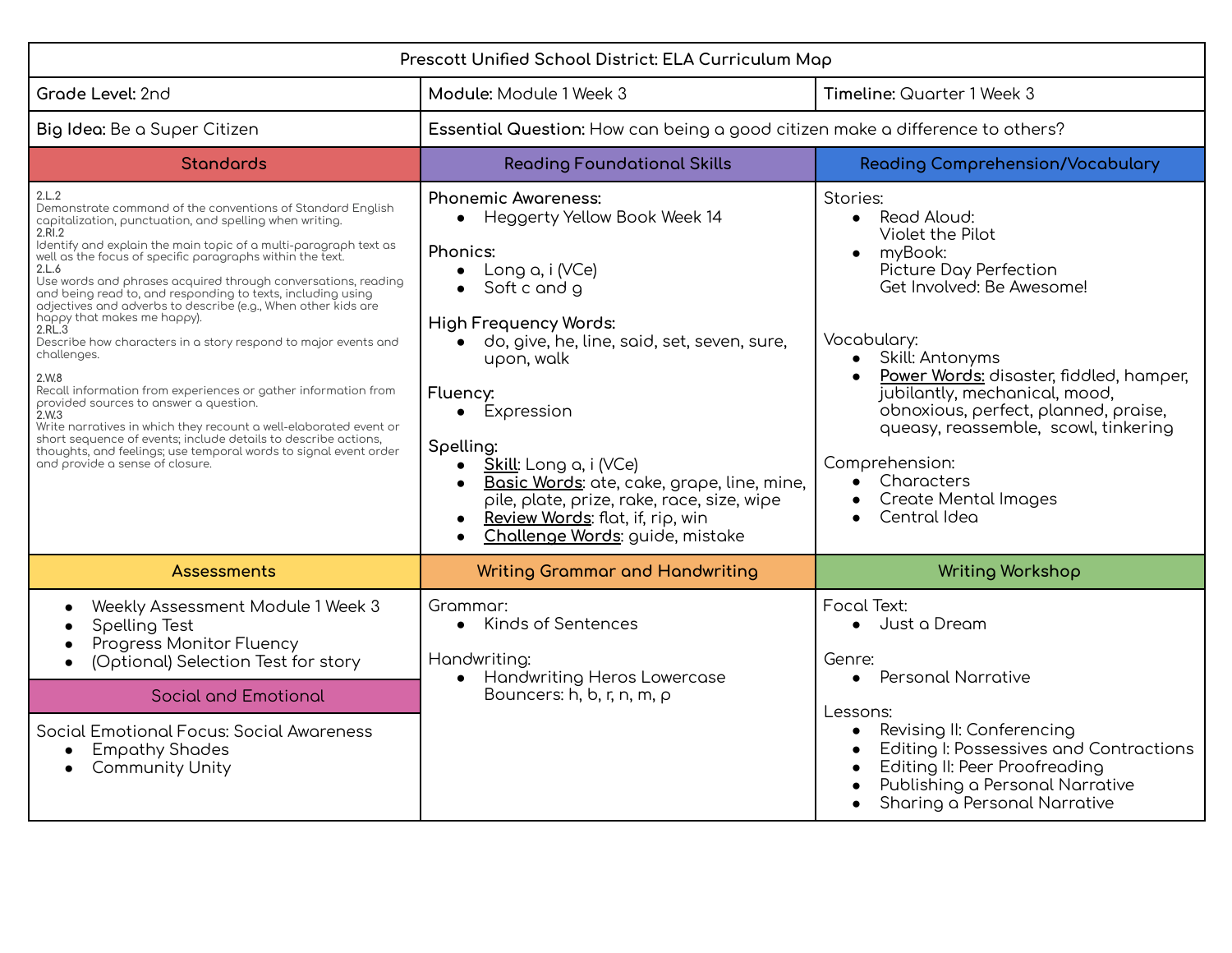# Prescott Unified School District: ELA Curriculum Map

| **Grade Level:** 2nd | **Module:** Module 1 Week 3 | **Timeline:** Quarter 1 Week 3 |
|---|---|---|
| **Big Idea:** Be a Super Citizen | **Essential Question:** How can being a good citizen make a difference to others? | |

## Standards

**2.L.2**
Demonstrate command of the conventions of Standard English capitalization, punctuation, and spelling when writing.

**2.RI.2**
Identify and explain the main topic of a multi-paragraph text as well as the focus of specific paragraphs within the text.

**2.L.6**
Use words and phrases acquired through conversations, reading and being read to, and responding to texts, including using adjectives and adverbs to describe (e.g., When other kids are happy that makes me happy).

**2.RL.3**
Describe how characters in a story respond to major events and challenges.

**2.W.8**
Recall information from experiences or gather information from provided sources to answer a question.

**2.W.3**
Write narratives in which they recount a well-elaborated event or short sequence of events; include details to describe actions, thoughts, and feelings; use temporal words to signal event order and provide a sense of closure.

## Reading Foundational Skills

**Phonemic Awareness:**
- Heggerty Yellow Book Week 14

**Phonics:**
- Long a, i (VCe)
- Soft c and g

**High Frequency Words:**
- do, give, he, line, said, set, seven, sure, upon, walk

**Fluency:**
- Expression

**Spelling:**
- Skill: Long a, i (VCe)
- Basic Words: ate, cake, grape, line, mine, pile, plate, prize, rake, race, size, wipe
- Review Words: flat, if, rip, win
- Challenge Words: guide, mistake

## Reading Comprehension/Vocabulary

Stories:
- Read Aloud:
  Violet the Pilot
- myBook:
  Picture Day Perfection
  Get Involved: Be Awesome!

Vocabulary:
- Skill: Antonyms
- Power Words: disaster, fiddled, hamper, jubilantly, mechanical, mood, obnoxious, perfect, planned, praise, queasy, reassemble, scowl, tinkering

Comprehension:
- Characters
- Create Mental Images
- Central Idea

## Assessments

- Weekly Assessment Module 1 Week 3
- Spelling Test
- Progress Monitor Fluency
- (Optional) Selection Test for story

## Social and Emotional

Social Emotional Focus: Social Awareness
- Empathy Shades
- Community Unity

## Writing Grammar and Handwriting

Grammar:
- Kinds of Sentences

Handwriting:
- Handwriting Heros Lowercase Bouncers: h, b, r, n, m, p

## Writing Workshop

Focal Text:
- Just a Dream

Genre:
- Personal Narrative

Lessons:
- Revising II: Conferencing
- Editing I: Possessives and Contractions
- Editing II: Peer Proofreading
- Publishing a Personal Narrative
- Sharing a Personal Narrative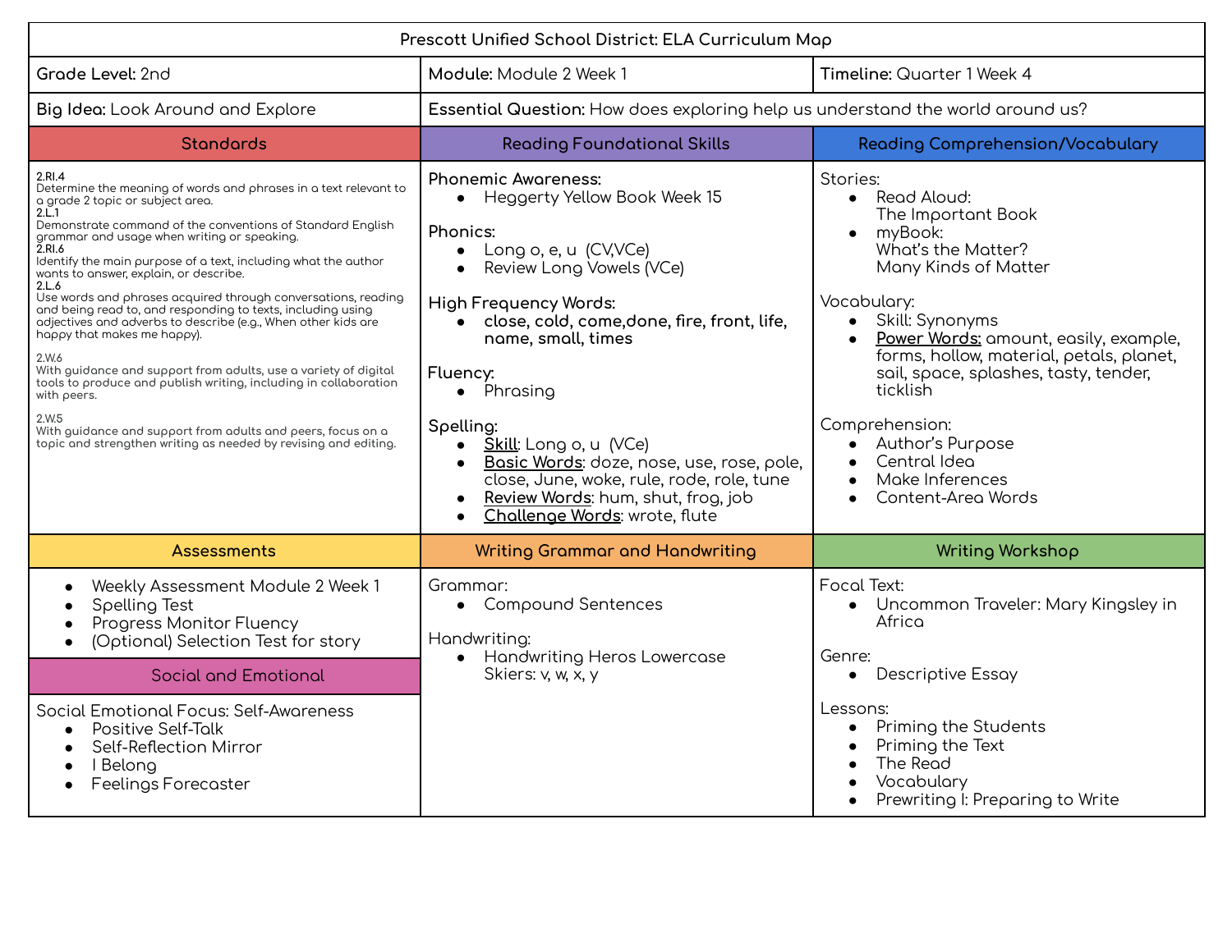# Prescott Unified School District: ELA Curriculum Map

| **Grade Level:** 2nd | **Module:** Module 2 Week 1 | **Timeline:** Quarter 1 Week 4 |
|---|---|---|
| **Big Idea:** Look Around and Explore | **Essential Question:** How does exploring help us understand the world around us? | |

## Standards

**2.RI.4**
Determine the meaning of words and phrases in a text relevant to a grade 2 topic or subject area.

**2.L.1**
Demonstrate command of the conventions of Standard English grammar and usage when writing or speaking.

**2.RI.6**
Identify the main purpose of a text, including what the author wants to answer, explain, or describe.

**2.L.6**
Use words and phrases acquired through conversations, reading and being read to, and responding to texts, including using adjectives and adverbs to describe (e.g., When other kids are happy that makes me happy).

2.W.6
With guidance and support from adults, use a variety of digital tools to produce and publish writing, including in collaboration with peers.

2.W.5
With guidance and support from adults and peers, focus on a topic and strengthen writing as needed by revising and editing.

## Reading Foundational Skills

**Phonemic Awareness:**
- Heggerty Yellow Book Week 15

**Phonics:**
- Long o, e, u (CV,VCe)
- Review Long Vowels (VCe)

**High Frequency Words:**
- **close, cold, come,done, fire, front, life, name, small, times**

**Fluency:**
- Phrasing

**Spelling:**
- Skill: Long o, u (VCe)
- Basic Words: doze, nose, use, rose, pole, close, June, woke, rule, rode, role, tune
- Review Words: hum, shut, frog, job
- Challenge Words: wrote, flute

## Reading Comprehension/Vocabulary

Stories:
- Read Aloud:
  The Important Book
- myBook:
  What's the Matter?
  Many Kinds of Matter

Vocabulary:
- Skill: Synonyms
- Power Words: amount, easily, example, forms, hollow, material, petals, planet, sail, space, splashes, tasty, tender, ticklish

Comprehension:
- Author's Purpose
- Central Idea
- Make Inferences
- Content-Area Words

## Assessments

- Weekly Assessment Module 2 Week 1
- Spelling Test
- Progress Monitor Fluency
- (Optional) Selection Test for story

## Social and Emotional

Social Emotional Focus: Self-Awareness
- Positive Self-Talk
- Self-Reflection Mirror
- I Belong
- Feelings Forecaster

## Writing Grammar and Handwriting

Grammar:
- Compound Sentences

Handwriting:
- Handwriting Heros Lowercase
  Skiers: v, w, x, y

## Writing Workshop

Focal Text:
- Uncommon Traveler: Mary Kingsley in Africa

Genre:
- Descriptive Essay

Lessons:
- Priming the Students
- Priming the Text
- The Read
- Vocabulary
- Prewriting I: Preparing to Write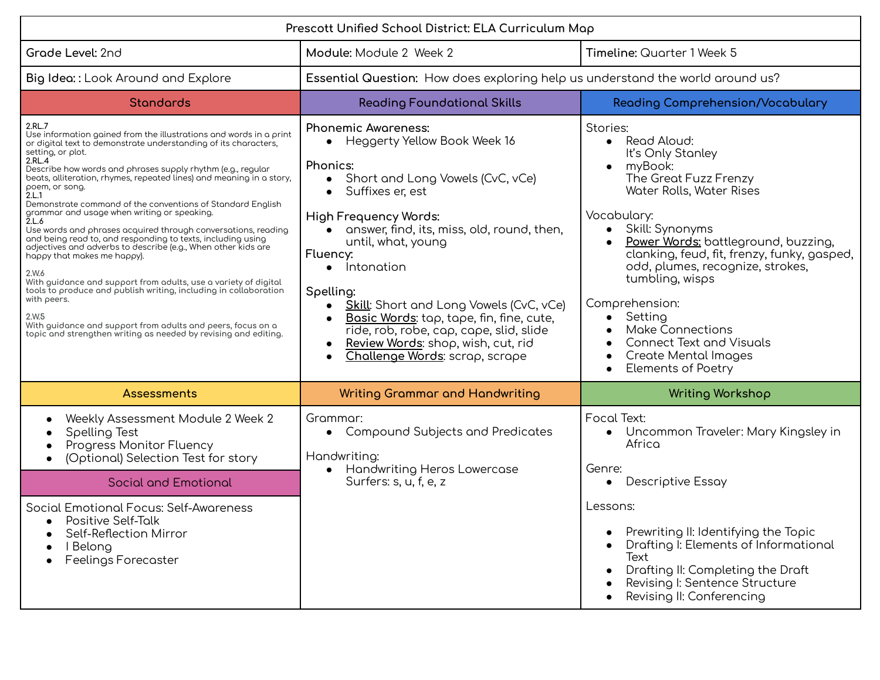# Prescott Unified School District: ELA Curriculum Map

**Grade Level:** 2nd

**Module:** Module 2 Week 2

**Timeline:** Quarter 1 Week 5

**Big Idea:** : Look Around and Explore

**Essential Question:** How does exploring help us understand the world around us?

## Standards

**2.RL.7**
Use information gained from the illustrations and words in a print or digital text to demonstrate understanding of its characters, setting, or plot.

**2.RL.4**
Describe how words and phrases supply rhythm (e.g., regular beats, alliteration, rhymes, repeated lines) and meaning in a story, poem, or song.

**2.L.1**
Demonstrate command of the conventions of Standard English grammar and usage when writing or speaking.

**2.L.6**
Use words and phrases acquired through conversations, reading and being read to, and responding to texts, including using adjectives and adverbs to describe (e.g., When other kids are happy that makes me happy).

2.W.6
With guidance and support from adults, use a variety of digital tools to produce and publish writing, including in collaboration with peers.

2.W.5
With guidance and support from adults and peers, focus on a topic and strengthen writing as needed by revising and editing.

## Reading Foundational Skills

**Phonemic Awareness:**
- Heggerty Yellow Book Week 16

**Phonics:**
- Short and Long Vowels (CvC, vCe)
- Suffixes er, est

**High Frequency Words:**
- answer, find, its, miss, old, round, then, until, what, young

**Fluency:**
- Intonation

**Spelling:**
- **Skill**: Short and Long Vowels (CvC, vCe)
- **Basic Words**: tap, tape, fin, fine, cute, ride, rob, robe, cap, cape, slid, slide
- **Review Words**: shop, wish, cut, rid
- **Challenge Words**: scrap, scrape

## Reading Comprehension/Vocabulary

Stories:
- Read Aloud:
  It's Only Stanley
- myBook:
  The Great Fuzz Frenzy
  Water Rolls, Water Rises

Vocabulary:
- Skill: Synonyms
- **Power Words:** battleground, buzzing, clanking, feud, fit, frenzy, funky, gasped, odd, plumes, recognize, strokes, tumbling, wisps

Comprehension:
- Setting
- Make Connections
- Connect Text and Visuals
- Create Mental Images
- Elements of Poetry

## Assessments

- Weekly Assessment Module 2 Week 2
- Spelling Test
- Progress Monitor Fluency
- (Optional) Selection Test for story

## Social and Emotional

Social Emotional Focus: Self-Awareness
- Positive Self-Talk
- Self-Reflection Mirror
- I Belong
- Feelings Forecaster

## Writing Grammar and Handwriting

Grammar:
- Compound Subjects and Predicates

Handwriting:
- Handwriting Heros Lowercase
  Surfers: s, u, f, e, z

## Writing Workshop

Focal Text:
- Uncommon Traveler: Mary Kingsley in Africa

Genre:
- Descriptive Essay

Lessons:
- Prewriting II: Identifying the Topic
- Drafting I: Elements of Informational Text
- Drafting II: Completing the Draft
- Revising I: Sentence Structure
- Revising II: Conferencing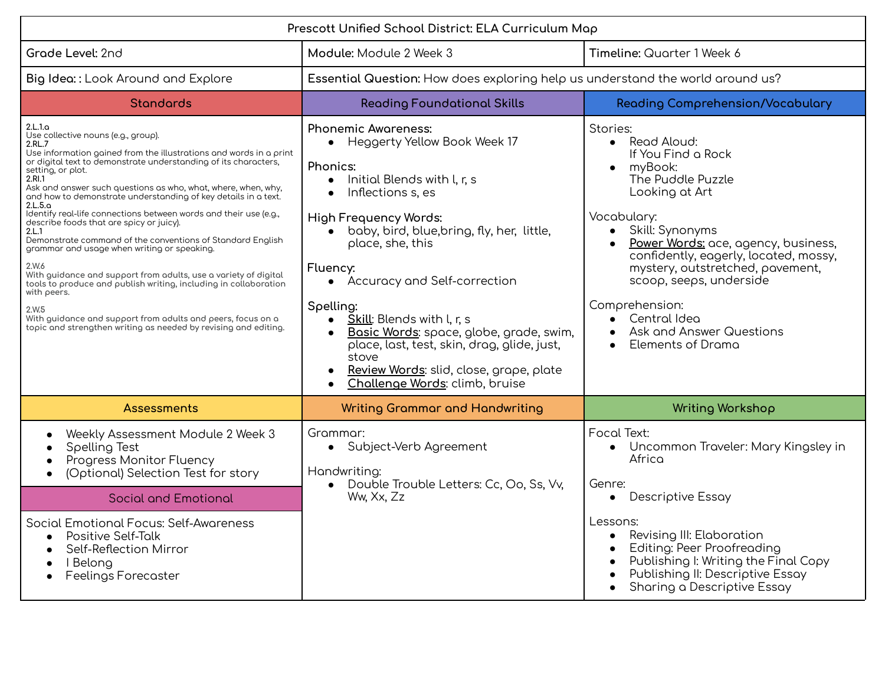# Prescott Unified School District: ELA Curriculum Map

**Grade Level:** 2nd

**Module:** Module 2 Week 3

**Timeline:** Quarter 1 Week 6

**Big Idea:** : Look Around and Explore

**Essential Question:** How does exploring help us understand the world around us?

## Standards

**2.L.1.a**
Use collective nouns (e.g., group).

**2.RL.7**
Use information gained from the illustrations and words in a print or digital text to demonstrate understanding of its characters, setting, or plot.

**2.RI.1**
Ask and answer such questions as who, what, where, when, why, and how to demonstrate understanding of key details in a text.

**2.L.5.a**
Identify real-life connections between words and their use (e.g., describe foods that are spicy or juicy).

**2.L.1**
Demonstrate command of the conventions of Standard English grammar and usage when writing or speaking.

2.W.6
With guidance and support from adults, use a variety of digital tools to produce and publish writing, including in collaboration with peers.

2.W.5
With guidance and support from adults and peers, focus on a topic and strengthen writing as needed by revising and editing.

## Reading Foundational Skills

**Phonemic Awareness:**
- Heggerty Yellow Book Week 17

**Phonics:**
- Initial Blends with l, r, s
- Inflections s, es

**High Frequency Words:**
- baby, bird, blue,bring, fly, her, little, place, she, this

**Fluency:**
- Accuracy and Self-correction

**Spelling:**
- **Skill**: Blends with l, r, s
- **Basic Words**: space, globe, grade, swim, place, last, test, skin, drag, glide, just, stove
- **Review Words**: slid, close, grape, plate
- **Challenge Words**: climb, bruise

## Reading Comprehension/Vocabulary

Stories:
- Read Aloud:
  If You Find a Rock
- myBook:
  The Puddle Puzzle
  Looking at Art

Vocabulary:
- Skill: Synonyms
- **Power Words:** ace, agency, business, confidently, eagerly, located, mossy, mystery, outstretched, pavement, scoop, seeps, underside

Comprehension:
- Central Idea
- Ask and Answer Questions
- Elements of Drama

## Assessments

- Weekly Assessment Module 2 Week 3
- Spelling Test
- Progress Monitor Fluency
- (Optional) Selection Test for story

## Social and Emotional

Social Emotional Focus: Self-Awareness
- Positive Self-Talk
- Self-Reflection Mirror
- I Belong
- Feelings Forecaster

## Writing Grammar and Handwriting

Grammar:
- Subject-Verb Agreement

Handwriting:
- Double Trouble Letters: Cc, Oo, Ss, Vv, Ww, Xx, Zz

## Writing Workshop

Focal Text:
- Uncommon Traveler: Mary Kingsley in Africa

Genre:
- Descriptive Essay

Lessons:
- Revising III: Elaboration
- Editing: Peer Proofreading
- Publishing I: Writing the Final Copy
- Publishing II: Descriptive Essay
- Sharing a Descriptive Essay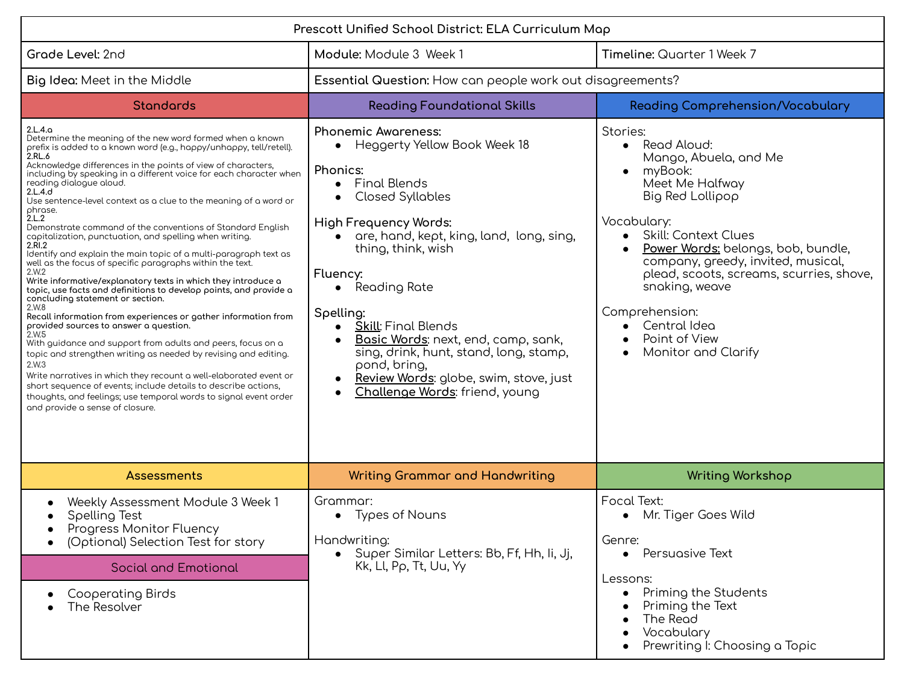# Prescott Unified School District: ELA Curriculum Map

| **Grade Level:** 2nd | **Module:** Module 3 Week 1 | **Timeline:** Quarter 1 Week 7 |
|---|---|---|
| **Big Idea:** Meet in the Middle | **Essential Question:** How can people work out disagreements? | |

## Standards

**2.L.4.a**
Determine the meaning of the new word formed when a known prefix is added to a known word (e.g., happy/unhappy, tell/retell).

**2.RL.6**
Acknowledge differences in the points of view of characters, including by speaking in a different voice for each character when reading dialogue aloud.

**2.L.4.d**
Use sentence-level context as a clue to the meaning of a word or phrase.

**2.L.2**
Demonstrate command of the conventions of Standard English capitalization, punctuation, and spelling when writing.

**2.RI.2**
Identify and explain the main topic of a multi-paragraph text as well as the focus of specific paragraphs within the text.

2.W.2
**Write informative/explanatory texts in which they introduce a topic, use facts and definitions to develop points, and provide a concluding statement or section.**

2.W.8
**Recall information from experiences or gather information from provided sources to answer a question.**

2.W.5
With guidance and support from adults and peers, focus on a topic and strengthen writing as needed by revising and editing.

2.W.3
Write narratives in which they recount a well-elaborated event or short sequence of events; include details to describe actions, thoughts, and feelings; use temporal words to signal event order and provide a sense of closure.

## Reading Foundational Skills

Phonemic Awareness:
- Heggerty Yellow Book Week 18

Phonics:
- Final Blends
- Closed Syllables

High Frequency Words:
- are, hand, kept, king, land, long, sing, thing, think, wish

Fluency:
- Reading Rate

Spelling:
- Skill: Final Blends
- Basic Words: next, end, camp, sank, sing, drink, hunt, stand, long, stamp, pond, bring,
- Review Words: globe, swim, stove, just
- Challenge Words: friend, young

## Reading Comprehension/Vocabulary

Stories:
- Read Aloud:
  Mango, Abuela, and Me
- myBook:
  Meet Me Halfway
  Big Red Lollipop

Vocabulary:
- Skill: Context Clues
- **Power Words:** belongs, bob, bundle, company, greedy, invited, musical, plead, scoots, screams, scurries, shove, snaking, weave

Comprehension:
- Central Idea
- Point of View
- Monitor and Clarify

## Assessments

- Weekly Assessment Module 3 Week 1
- Spelling Test
- Progress Monitor Fluency
- (Optional) Selection Test for story

## Social and Emotional

- Cooperating Birds
- The Resolver

## Writing Grammar and Handwriting

Grammar:
- Types of Nouns

Handwriting:
- Super Similar Letters: Bb, Ff, Hh, Ii, Jj, Kk, Ll, Pp, Tt, Uu, Yy

## Writing Workshop

Focal Text:
- Mr. Tiger Goes Wild

Genre:
- Persuasive Text

Lessons:
- Priming the Students
- Priming the Text
- The Read
- Vocabulary
- Prewriting I: Choosing a Topic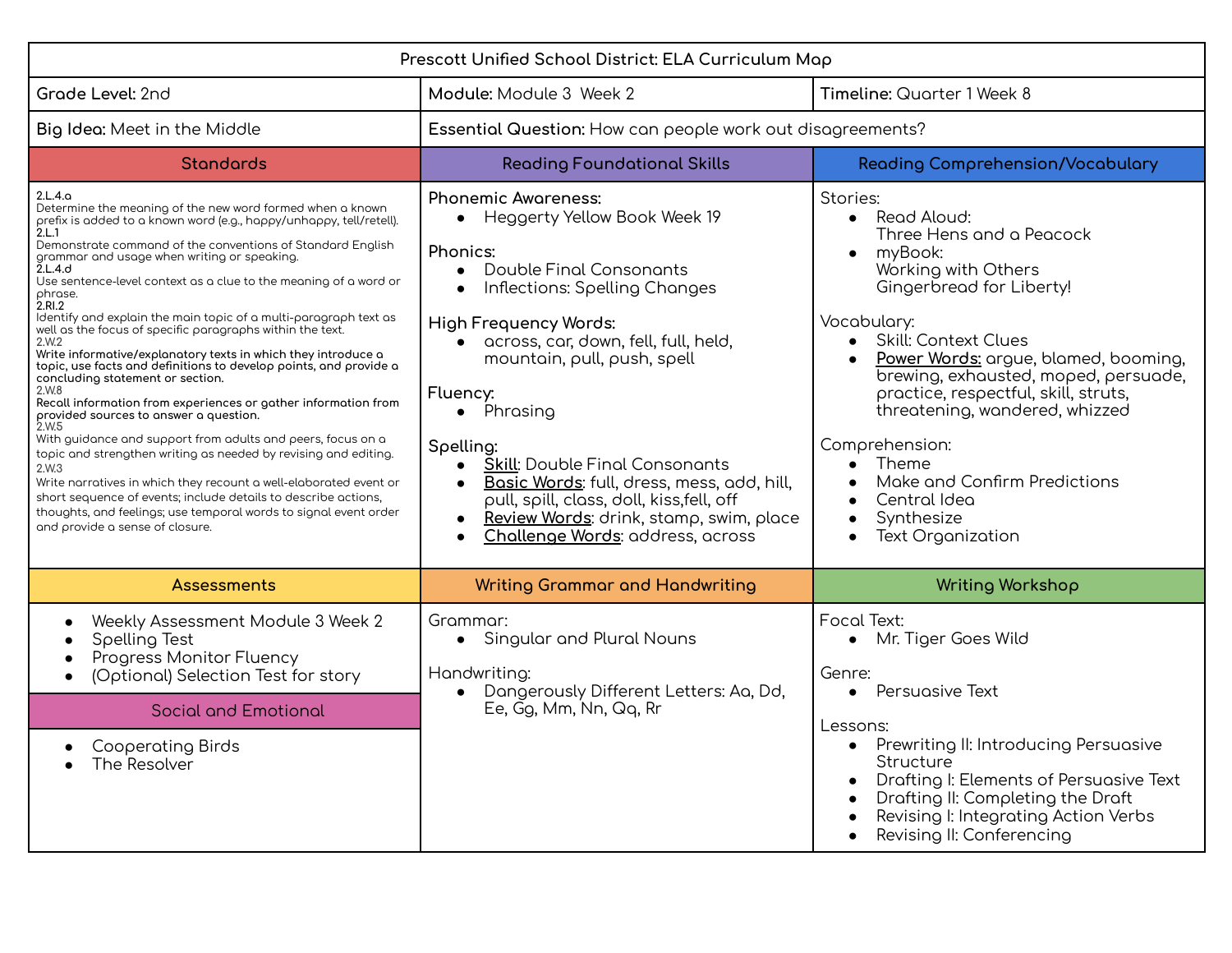# Prescott Unified School District: ELA Curriculum Map

| **Grade Level:** 2nd | **Module:** Module 3 Week 2 | **Timeline:** Quarter 1 Week 8 |
|---|---|---|
| **Big Idea:** Meet in the Middle | **Essential Question:** How can people work out disagreements? | |

## Standards

**2.L.4.a**
Determine the meaning of the new word formed when a known prefix is added to a known word (e.g., happy/unhappy, tell/retell).

**2.L.1**
Demonstrate command of the conventions of Standard English grammar and usage when writing or speaking.

**2.L.4.d**
Use sentence-level context as a clue to the meaning of a word or phrase.

**2.RI.2**
Identify and explain the main topic of a multi-paragraph text as well as the focus of specific paragraphs within the text.

2.W.2
**Write informative/explanatory texts in which they introduce a topic, use facts and definitions to develop points, and provide a concluding statement or section.**

2.W.8
**Recall information from experiences or gather information from provided sources to answer a question.**

2.W.5
With guidance and support from adults and peers, focus on a topic and strengthen writing as needed by revising and editing.

2.W.3
Write narratives in which they recount a well-elaborated event or short sequence of events; include details to describe actions, thoughts, and feelings; use temporal words to signal event order and provide a sense of closure.

## Reading Foundational Skills

Phonemic Awareness:
- Heggerty Yellow Book Week 19

Phonics:
- Double Final Consonants
- Inflections: Spelling Changes

High Frequency Words:
- across, car, down, fell, full, held, mountain, pull, push, spell

Fluency:
- Phrasing

Spelling:
- **Skill**: Double Final Consonants
- **Basic Words**: full, dress, mess, add, hill, pull, spill, class, doll, kiss,fell, off
- **Review Words**: drink, stamp, swim, place
- **Challenge Words**: address, across

## Reading Comprehension/Vocabulary

Stories:
- Read Aloud:
  Three Hens and a Peacock
- myBook:
  Working with Others
  Gingerbread for Liberty!

Vocabulary:
- Skill: Context Clues
- **Power Words:** argue, blamed, booming, brewing, exhausted, moped, persuade, practice, respectful, skill, struts, threatening, wandered, whizzed

Comprehension:
- Theme
- Make and Confirm Predictions
- Central Idea
- Synthesize
- Text Organization

## Assessments

- Weekly Assessment Module 3 Week 2
- Spelling Test
- Progress Monitor Fluency
- (Optional) Selection Test for story

## Social and Emotional

- Cooperating Birds
- The Resolver

## Writing Grammar and Handwriting

Grammar:
- Singular and Plural Nouns

Handwriting:
- Dangerously Different Letters: Aa, Dd, Ee, Gg, Mm, Nn, Qq, Rr

## Writing Workshop

Focal Text:
- Mr. Tiger Goes Wild

Genre:
- Persuasive Text

Lessons:
- Prewriting II: Introducing Persuasive Structure
- Drafting I: Elements of Persuasive Text
- Drafting II: Completing the Draft
- Revising I: Integrating Action Verbs
- Revising II: Conferencing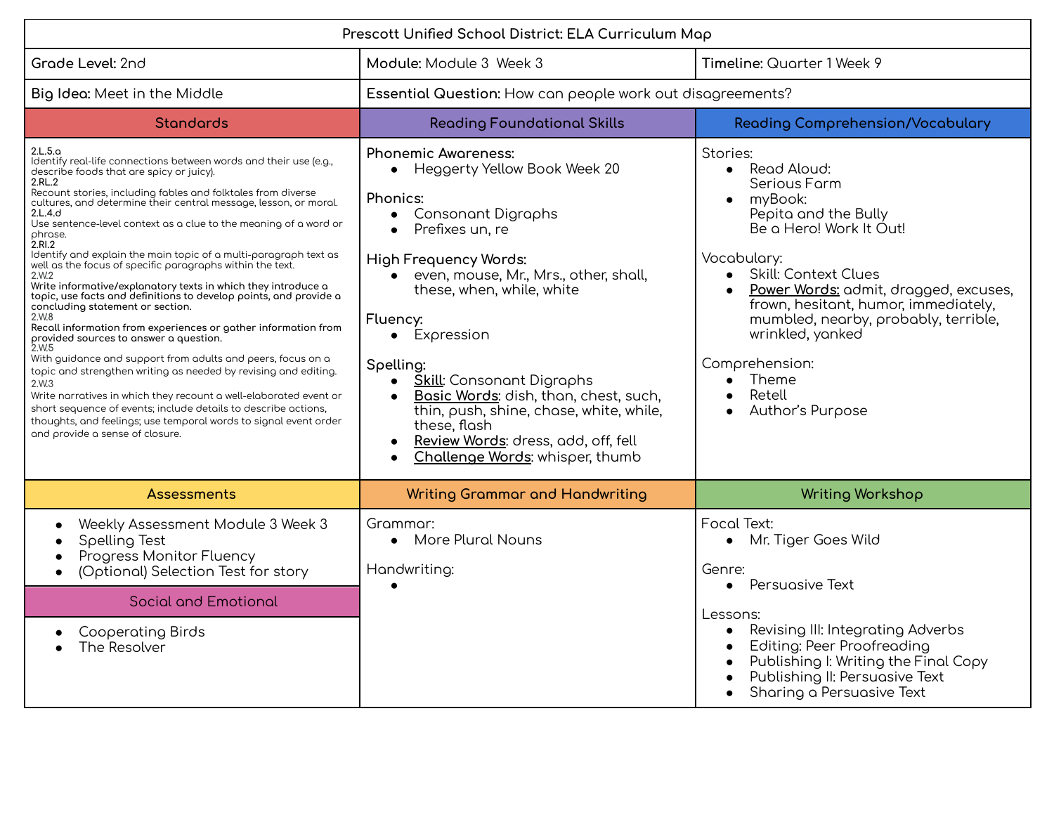# Prescott Unified School District: ELA Curriculum Map

| | | |
|---|---|---|
| **Grade Level:** 2nd | **Module:** Module 3 Week 3 | **Timeline:** Quarter 1 Week 9 |
| **Big Idea:** Meet in the Middle | **Essential Question:** How can people work out disagreements? | |

## Standards

**2.L.5.a**
Identify real-life connections between words and their use (e.g., describe foods that are spicy or juicy).

**2.RL.2**
Recount stories, including fables and folktales from diverse cultures, and determine their central message, lesson, or moral.

**2.L.4.d**
Use sentence-level context as a clue to the meaning of a word or phrase.

**2.RI.2**
Identify and explain the main topic of a multi-paragraph text as well as the focus of specific paragraphs within the text.

2.W.2
**Write informative/explanatory texts in which they introduce a topic, use facts and definitions to develop points, and provide a concluding statement or section.**

2.W.8
**Recall information from experiences or gather information from provided sources to answer a question.**

2.W.5
With guidance and support from adults and peers, focus on a topic and strengthen writing as needed by revising and editing.

2.W.3
Write narratives in which they recount a well-elaborated event or short sequence of events; include details to describe actions, thoughts, and feelings; use temporal words to signal event order and provide a sense of closure.

## Reading Foundational Skills

**Phonemic Awareness:**
- Heggerty Yellow Book Week 20

**Phonics:**
- Consonant Digraphs
- Prefixes un, re

**High Frequency Words:**
- even, mouse, Mr., Mrs., other, shall, these, when, while, white

**Fluency:**
- Expression

**Spelling:**
- **Skill**: Consonant Digraphs
- **Basic Words**: dish, than, chest, such, thin, push, shine, chase, white, while, these, flash
- **Review Words**: dress, add, off, fell
- **Challenge Words**: whisper, thumb

## Reading Comprehension/Vocabulary

Stories:
- Read Aloud:
  Serious Farm
- myBook:
  Pepita and the Bully
  Be a Hero! Work It Out!

Vocabulary:
- Skill: Context Clues
- **Power Words:** admit, dragged, excuses, frown, hesitant, humor, immediately, mumbled, nearby, probably, terrible, wrinkled, yanked

Comprehension:
- Theme
- Retell
- Author's Purpose

## Assessments

- Weekly Assessment Module 3 Week 3
- Spelling Test
- Progress Monitor Fluency
- (Optional) Selection Test for story

## Social and Emotional

- Cooperating Birds
- The Resolver

## Writing Grammar and Handwriting

Grammar:
- More Plural Nouns

Handwriting:
-

## Writing Workshop

Focal Text:
- Mr. Tiger Goes Wild

Genre:
- Persuasive Text

Lessons:
- Revising III: Integrating Adverbs
- Editing: Peer Proofreading
- Publishing I: Writing the Final Copy
- Publishing II: Persuasive Text
- Sharing a Persuasive Text